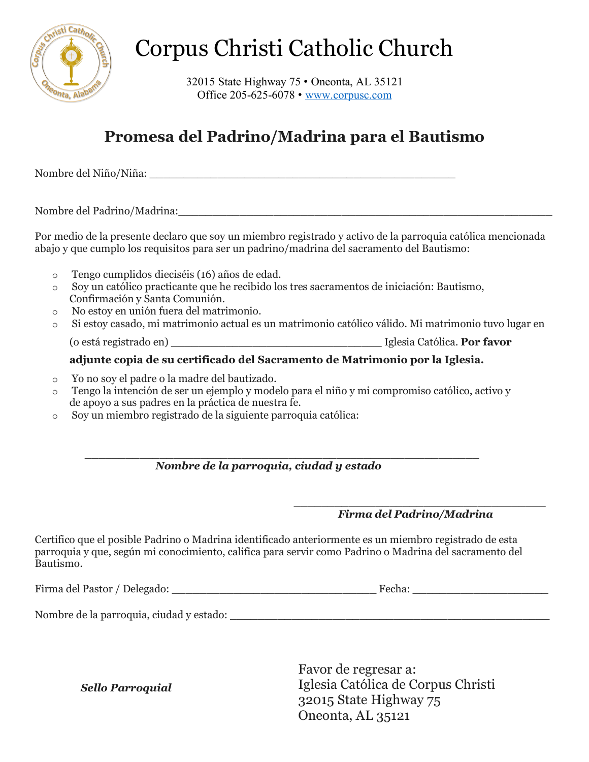# Corpus Christi Catholic Church

32015 State Highway 75 • Oneonta, AL 35121
Office 205-625-6078 • www.corpusc.com

## Promesa del Padrino/Madrina para el Bautismo

Nombre del Niño/Niña: _______________________________________________

Nombre del Padrino/Madrina:_________________________________________________________

Por medio de la presente declaro que soy un miembro registrado y activo de la parroquia católica mencionada abajo y que cumplo los requisitos para ser un padrino/madrina del sacramento del Bautismo:

- Tengo cumplidos dieciséis (16) años de edad.
- Soy un católico practicante que he recibido los tres sacramentos de iniciación: Bautismo, Confirmación y Santa Comunión.
- No estoy en unión fuera del matrimonio.
- Si estoy casado, mi matrimonio actual es un matrimonio católico válido. Mi matrimonio tuvo lugar en (o está registrado en) ________________________________ Iglesia Católica. **Por favor adjunte copia de su certificado del Sacramento de Matrimonio por la Iglesia.**
- Yo no soy el padre o la madre del bautizado.
- Tengo la intención de ser un ejemplo y modelo para el niño y mi compromiso católico, activo y de apoyo a sus padres en la práctica de nuestra fe.
- Soy un miembro registrado de la siguiente parroquia católica:

____________________________________________________________
***Nombre de la parroquia, ciudad y estado***

_______________________________________
***Firma del Padrino/Madrina***

Certifico que el posible Padrino o Madrina identificado anteriormente es un miembro registrado de esta parroquia y que, según mi conocimiento, califica para servir como Padrino o Madrina del sacramento del Bautismo.

Firma del Pastor / Delegado: _______________________________ Fecha: _____________________

Nombre de la parroquia, ciudad y estado: _________________________________________________

***Sello Parroquial***

Favor de regresar a:
Iglesia Católica de Corpus Christi
32015 State Highway 75
Oneonta, AL 35121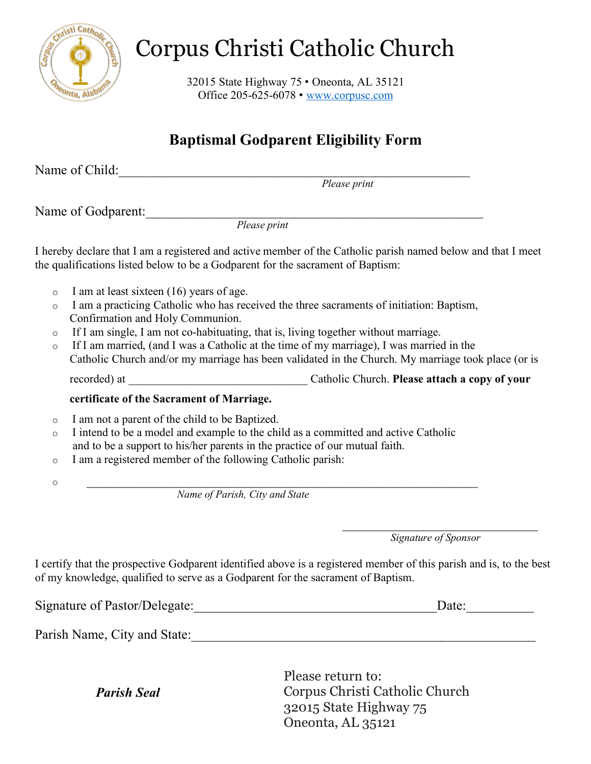# Corpus Christi Catholic Church

32015 State Highway 75 • Oneonta, AL 35121
Office 205-625-6078 • www.corpusc.com

## Baptismal Godparent Eligibility Form

Name of Child:___________________________________________________
*Please print*

Name of Godparent:_______________________________________________
*Please print*

I hereby declare that I am a registered and active member of the Catholic parish named below and that I meet the qualifications listed below to be a Godparent for the sacrament of Baptism:

- I am at least sixteen (16) years of age.
- I am a practicing Catholic who has received the three sacraments of initiation: Baptism, Confirmation and Holy Communion.
- If I am single, I am not co-habituating, that is, living together without marriage.
- If I am married, (and I was a Catholic at the time of my marriage), I was married in the Catholic Church and/or my marriage has been validated in the Church. My marriage took place (or is recorded) at ______________________________ Catholic Church. **Please attach a copy of your certificate of the Sacrament of Marriage.**
- I am not a parent of the child to be Baptized.
- I intend to be a model and example to the child as a committed and active Catholic and to be a support to his/her parents in the practice of our mutual faith.
- I am a registered member of the following Catholic parish:
- _________________________________________________________________
  *Name of Parish, City and State*

_________________________________
*Signature of Sponsor*

I certify that the prospective Godparent identified above is a registered member of this parish and is, to the best of my knowledge, qualified to serve as a Godparent for the sacrament of Baptism.

Signature of Pastor/Delegate:___________________________________Date:__________

Parish Name, City and State:___________________________________________________

***Parish Seal***

Please return to:
Corpus Christi Catholic Church
32015 State Highway 75
Oneonta, AL 35121